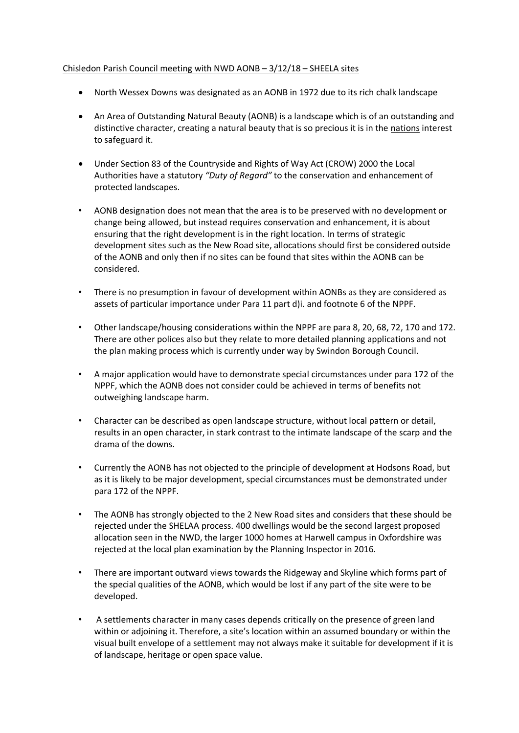Chisledon Parish Council meeting with NWD AONB – 3/12/18 – SHEELA sites

- North Wessex Downs was designated as an AONB in 1972 due to its rich chalk landscape

- An Area of Outstanding Natural Beauty (AONB) is a landscape which is of an outstanding and distinctive character, creating a natural beauty that is so precious it is in the nations interest to safeguard it.

- Under Section 83 of the Countryside and Rights of Way Act (CROW) 2000 the Local Authorities have a statutory *"Duty of Regard"* to the conservation and enhancement of protected landscapes.

- AONB designation does not mean that the area is to be preserved with no development or change being allowed, but instead requires conservation and enhancement, it is about ensuring that the right development is in the right location. In terms of strategic development sites such as the New Road site, allocations should first be considered outside of the AONB and only then if no sites can be found that sites within the AONB can be considered.

- There is no presumption in favour of development within AONBs as they are considered as assets of particular importance under Para 11 part d)i. and footnote 6 of the NPPF.

- Other landscape/housing considerations within the NPPF are para 8, 20, 68, 72, 170 and 172. There are other polices also but they relate to more detailed planning applications and not the plan making process which is currently under way by Swindon Borough Council.

- A major application would have to demonstrate special circumstances under para 172 of the NPPF, which the AONB does not consider could be achieved in terms of benefits not outweighing landscape harm.

- Character can be described as open landscape structure, without local pattern or detail, results in an open character, in stark contrast to the intimate landscape of the scarp and the drama of the downs.

- Currently the AONB has not objected to the principle of development at Hodsons Road, but as it is likely to be major development, special circumstances must be demonstrated under para 172 of the NPPF.

- The AONB has strongly objected to the 2 New Road sites and considers that these should be rejected under the SHELAA process. 400 dwellings would be the second largest proposed allocation seen in the NWD, the larger 1000 homes at Harwell campus in Oxfordshire was rejected at the local plan examination by the Planning Inspector in 2016.

- There are important outward views towards the Ridgeway and Skyline which forms part of the special qualities of the AONB, which would be lost if any part of the site were to be developed.

- A settlements character in many cases depends critically on the presence of green land within or adjoining it. Therefore, a site's location within an assumed boundary or within the visual built envelope of a settlement may not always make it suitable for development if it is of landscape, heritage or open space value.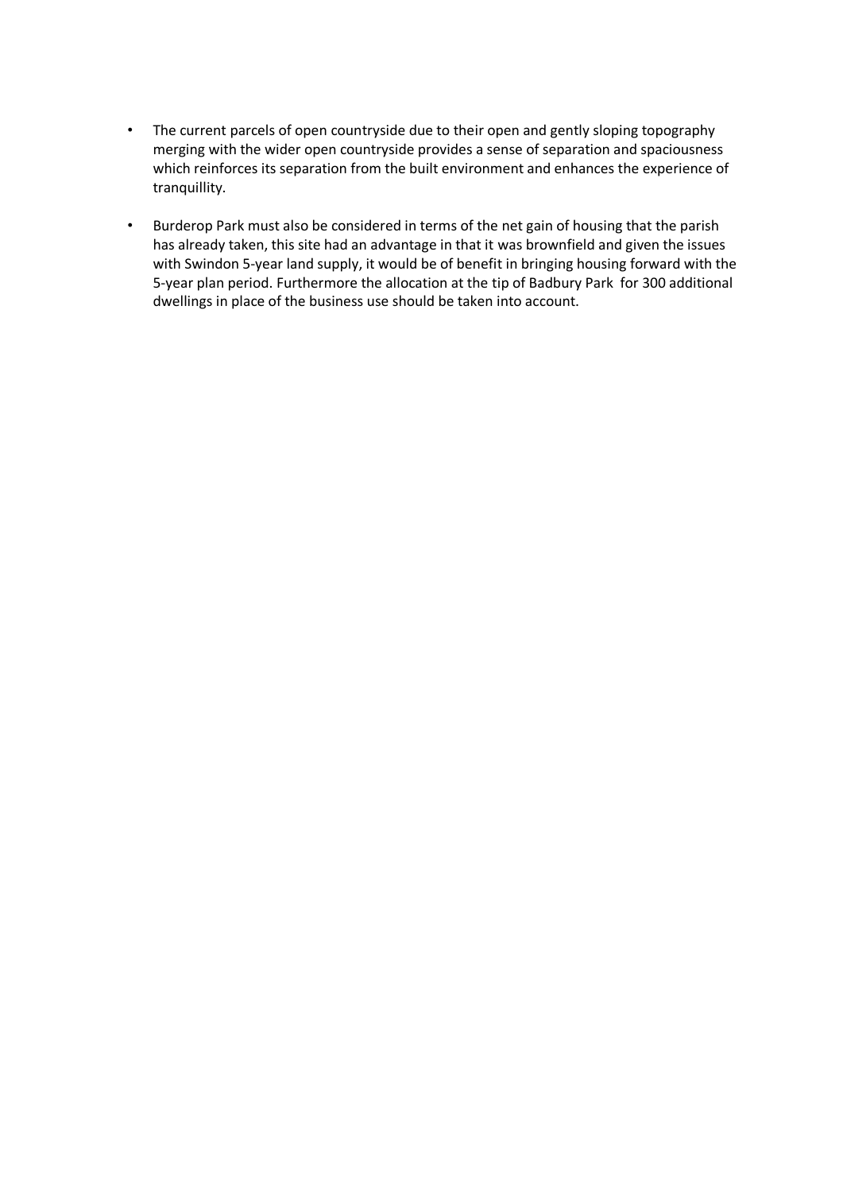- The current parcels of open countryside due to their open and gently sloping topography merging with the wider open countryside provides a sense of separation and spaciousness which reinforces its separation from the built environment and enhances the experience of tranquillity.

- Burderop Park must also be considered in terms of the net gain of housing that the parish has already taken, this site had an advantage in that it was brownfield and given the issues with Swindon 5-year land supply, it would be of benefit in bringing housing forward with the 5-year plan period. Furthermore the allocation at the tip of Badbury Park for 300 additional dwellings in place of the business use should be taken into account.